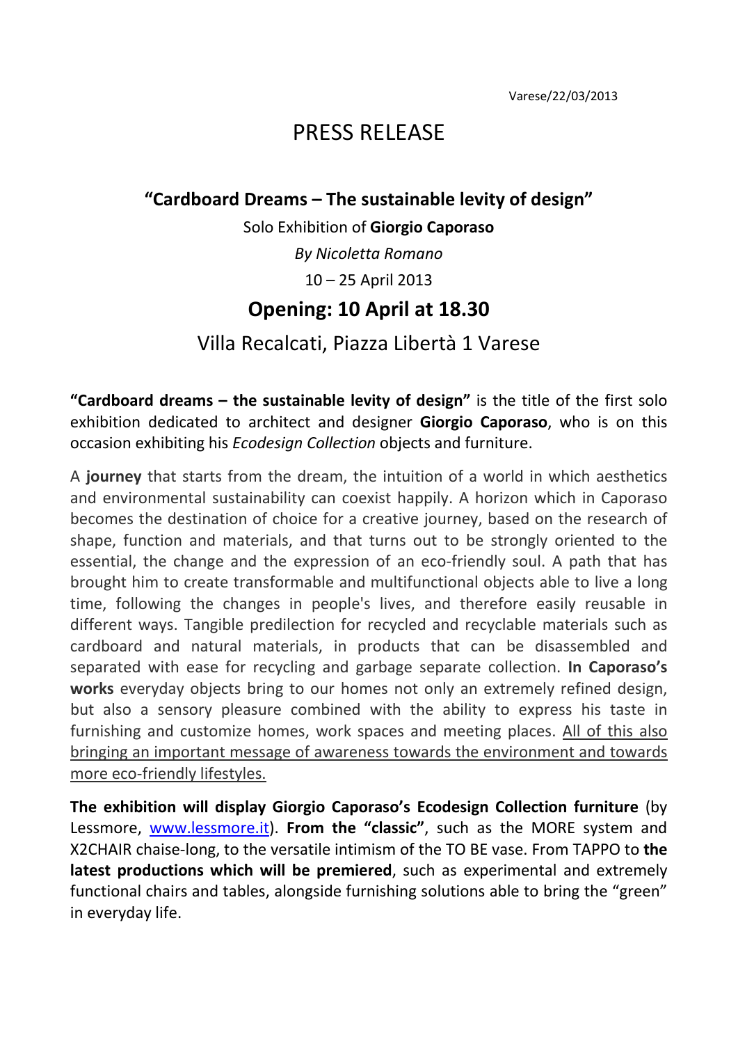Varese/22/03/2013

# PRESS RELEASE

## "Cardboard Dreams – The sustainable levity of design"

Solo Exhibition of **Giorgio Caporaso**

*By Nicoletta Romano*

10 – 25 April 2013

## Opening: 10 April at 18.30

Villa Recalcati, Piazza Libertà 1 Varese

**"Cardboard dreams – the sustainable levity of design"** is the title of the first solo exhibition dedicated to architect and designer **Giorgio Caporaso**, who is on this occasion exhibiting his *Ecodesign Collection* objects and furniture.

A **journey** that starts from the dream, the intuition of a world in which aesthetics and environmental sustainability can coexist happily. A horizon which in Caporaso becomes the destination of choice for a creative journey, based on the research of shape, function and materials, and that turns out to be strongly oriented to the essential, the change and the expression of an eco-friendly soul. A path that has brought him to create transformable and multifunctional objects able to live a long time, following the changes in people's lives, and therefore easily reusable in different ways. Tangible predilection for recycled and recyclable materials such as cardboard and natural materials, in products that can be disassembled and separated with ease for recycling and garbage separate collection. **In Caporaso's works** everyday objects bring to our homes not only an extremely refined design, but also a sensory pleasure combined with the ability to express his taste in furnishing and customize homes, work spaces and meeting places. All of this also bringing an important message of awareness towards the environment and towards more eco-friendly lifestyles.

**The exhibition will display Giorgio Caporaso's Ecodesign Collection furniture** (by Lessmore, www.lessmore.it). **From the "classic"**, such as the MORE system and X2CHAIR chaise-long, to the versatile intimism of the TO BE vase. From TAPPO to **the latest productions which will be premiered**, such as experimental and extremely functional chairs and tables, alongside furnishing solutions able to bring the "green" in everyday life.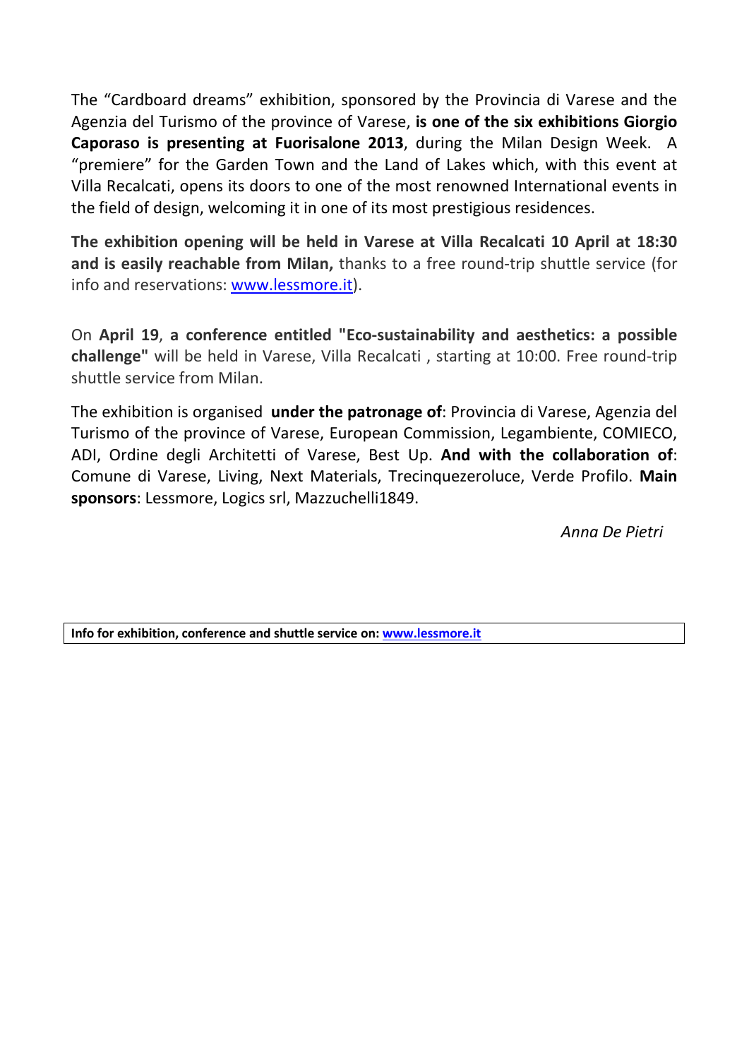The “Cardboard dreams” exhibition, sponsored by the Provincia di Varese and the Agenzia del Turismo of the province of Varese, **is one of the six exhibitions Giorgio Caporaso is presenting at Fuorisalone 2013**, during the Milan Design Week. A “premiere” for the Garden Town and the Land of Lakes which, with this event at Villa Recalcati, opens its doors to one of the most renowned International events in the field of design, welcoming it in one of its most prestigious residences.

**The exhibition opening will be held in Varese at Villa Recalcati 10 April at 18:30 and is easily reachable from Milan,** thanks to a free round-trip shuttle service (for info and reservations: [www.lessmore.it](http://www.lessmore.it)).

On **April 19**, **a conference entitled "Eco-sustainability and aesthetics: a possible challenge"** will be held in Varese, Villa Recalcati , starting at 10:00. Free round-trip shuttle service from Milan.

The exhibition is organised **under the patronage of**: Provincia di Varese, Agenzia del Turismo of the province of Varese, European Commission, Legambiente, COMIECO, ADI, Ordine degli Architetti of Varese, Best Up. **And with the collaboration of**: Comune di Varese, Living, Next Materials, Trecinquezeroluce, Verde Profilo. **Main sponsors**: Lessmore, Logics srl, Mazzuchelli1849.

*Anna De Pietri*

**Info for exhibition, conference and shuttle service on: [www.lessmore.it](http://www.lessmore.it)**